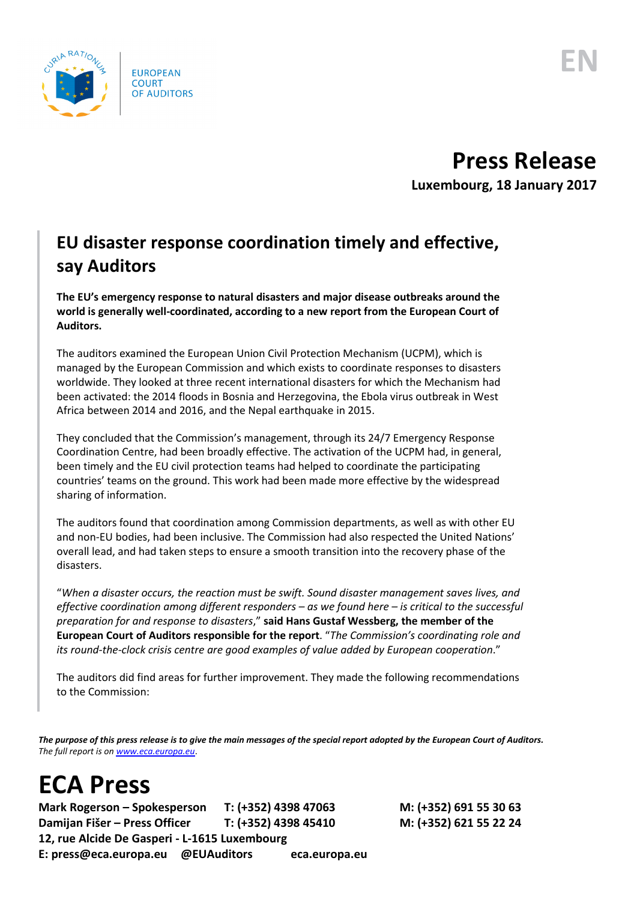EUROPEAN COURT OF AUDITORS

EN

# Press Release

**Luxembourg, 18 January 2017**

## EU disaster response coordination timely and effective, say Auditors

**The EU's emergency response to natural disasters and major disease outbreaks around the world is generally well-coordinated, according to a new report from the European Court of Auditors.**

The auditors examined the European Union Civil Protection Mechanism (UCPM), which is managed by the European Commission and which exists to coordinate responses to disasters worldwide. They looked at three recent international disasters for which the Mechanism had been activated: the 2014 floods in Bosnia and Herzegovina, the Ebola virus outbreak in West Africa between 2014 and 2016, and the Nepal earthquake in 2015.

They concluded that the Commission's management, through its 24/7 Emergency Response Coordination Centre, had been broadly effective. The activation of the UCPM had, in general, been timely and the EU civil protection teams had helped to coordinate the participating countries' teams on the ground. This work had been made more effective by the widespread sharing of information.

The auditors found that coordination among Commission departments, as well as with other EU and non-EU bodies, had been inclusive. The Commission had also respected the United Nations' overall lead, and had taken steps to ensure a smooth transition into the recovery phase of the disasters.

"*When a disaster occurs, the reaction must be swift. Sound disaster management saves lives, and effective coordination among different responders – as we found here – is critical to the successful preparation for and response to disasters*," **said Hans Gustaf Wessberg, the member of the European Court of Auditors responsible for the report**. "*The Commission's coordinating role and its round-the-clock crisis centre are good examples of value added by European cooperation*."

The auditors did find areas for further improvement. They made the following recommendations to the Commission:

***The purpose of this press release is to give the main messages of the special report adopted by the European Court of Auditors.*** *The full report is on [www.eca.europa.eu](www.eca.europa.eu).*

# ECA Press

**Mark Rogerson – Spokesperson T: (+352) 4398 47063 M: (+352) 691 55 30 63**
**Damijan Fišer – Press Officer T: (+352) 4398 45410 M: (+352) 621 55 22 24**
**12, rue Alcide De Gasperi - L-1615 Luxembourg**
**E: press@eca.europa.eu @EUAuditors eca.europa.eu**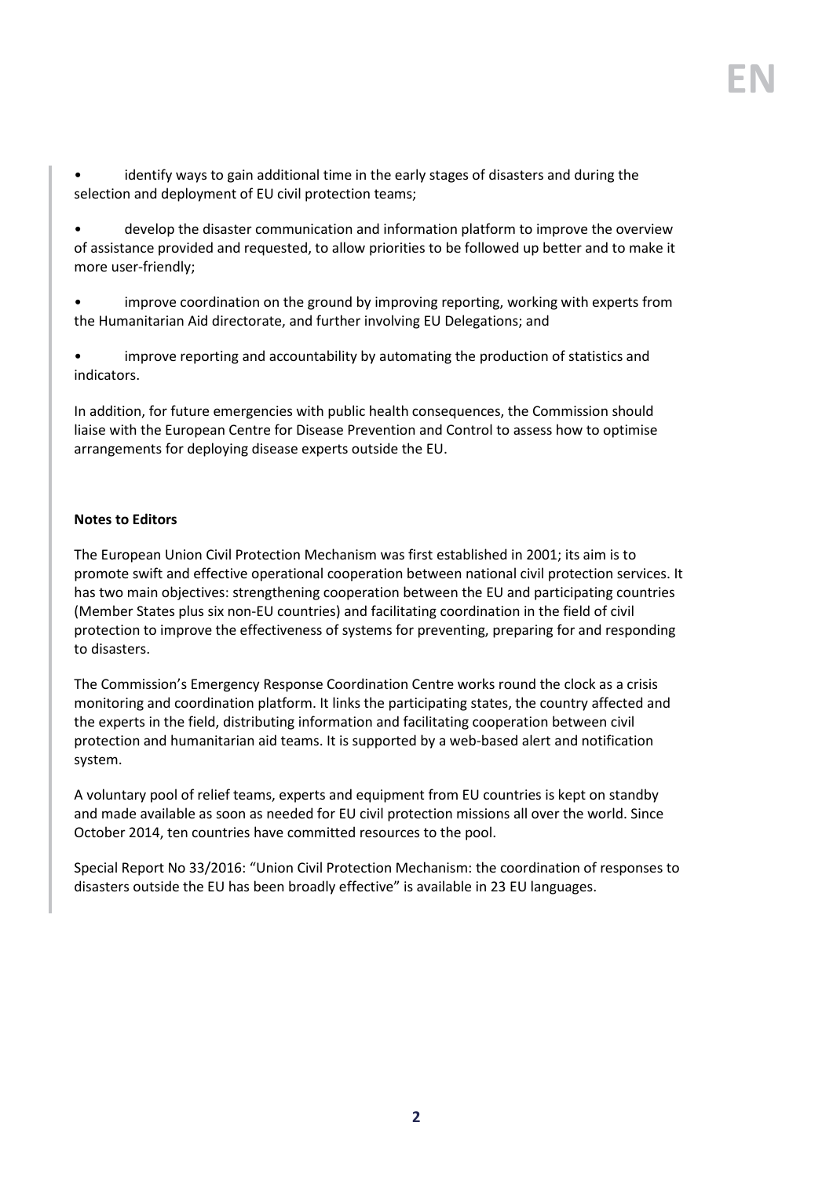- identify ways to gain additional time in the early stages of disasters and during the selection and deployment of EU civil protection teams;
- develop the disaster communication and information platform to improve the overview of assistance provided and requested, to allow priorities to be followed up better and to make it more user-friendly;
- improve coordination on the ground by improving reporting, working with experts from the Humanitarian Aid directorate, and further involving EU Delegations; and
- improve reporting and accountability by automating the production of statistics and indicators.

In addition, for future emergencies with public health consequences, the Commission should liaise with the European Centre for Disease Prevention and Control to assess how to optimise arrangements for deploying disease experts outside the EU.

**Notes to Editors**

The European Union Civil Protection Mechanism was first established in 2001; its aim is to promote swift and effective operational cooperation between national civil protection services. It has two main objectives: strengthening cooperation between the EU and participating countries (Member States plus six non-EU countries) and facilitating coordination in the field of civil protection to improve the effectiveness of systems for preventing, preparing for and responding to disasters.

The Commission's Emergency Response Coordination Centre works round the clock as a crisis monitoring and coordination platform. It links the participating states, the country affected and the experts in the field, distributing information and facilitating cooperation between civil protection and humanitarian aid teams. It is supported by a web-based alert and notification system.

A voluntary pool of relief teams, experts and equipment from EU countries is kept on standby and made available as soon as needed for EU civil protection missions all over the world. Since October 2014, ten countries have committed resources to the pool.

Special Report No 33/2016: "Union Civil Protection Mechanism: the coordination of responses to disasters outside the EU has been broadly effective" is available in 23 EU languages.